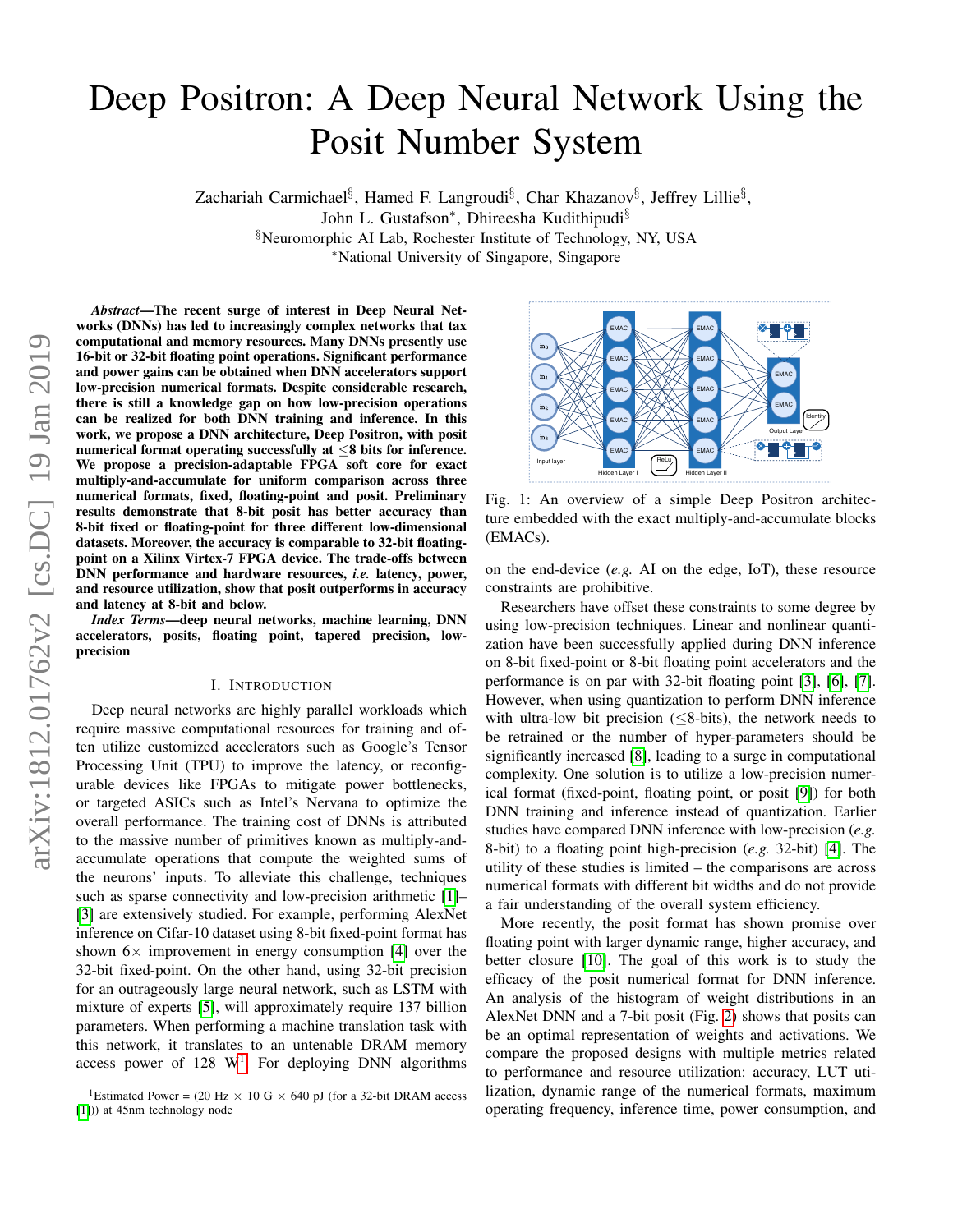# Deep Positron: A Deep Neural Network Using the Posit Number System

Zachariah Carmichael[§], Hamed F. Langroudi[§], Char Khazanov[§], Jeffrey Lillie[§], John L. Gustafson[*], Dhireesha Kudithipudi[§]

[§]Neuromorphic AI Lab, Rochester Institute of Technology, NY, USA

[*]National University of Singapore, Singapore

***Abstract*—The recent surge of interest in Deep Neural Networks (DNNs) has led to increasingly complex networks that tax computational and memory resources. Many DNNs presently use 16-bit or 32-bit floating point operations. Significant performance and power gains can be obtained when DNN accelerators support low-precision numerical formats. Despite considerable research, there is still a knowledge gap on how low-precision operations can be realized for both DNN training and inference. In this work, we propose a DNN architecture, Deep Positron, with posit numerical format operating successfully at $\leq$8 bits for inference. We propose a precision-adaptable FPGA soft core for exact multiply-and-accumulate for uniform comparison across three numerical formats, fixed, floating-point and posit. Preliminary results demonstrate that 8-bit posit has better accuracy than 8-bit fixed or floating-point for three different low-dimensional datasets. Moreover, the accuracy is comparable to 32-bit floating-point on a Xilinx Virtex-7 FPGA device. The trade-offs between DNN performance and hardware resources, *i.e.* latency, power, and resource utilization, show that posit outperforms in accuracy and latency at 8-bit and below.**

***Index Terms*—deep neural networks, machine learning, DNN accelerators, posits, floating point, tapered precision, low-precision**

## I. Introduction

Deep neural networks are highly parallel workloads which require massive computational resources for training and often utilize customized accelerators such as Google's Tensor Processing Unit (TPU) to improve the latency, or reconfigurable devices like FPGAs to mitigate power bottlenecks, or targeted ASICs such as Intel's Nervana to optimize the overall performance. The training cost of DNNs is attributed to the massive number of primitives known as multiply-and-accumulate operations that compute the weighted sums of the neurons' inputs. To alleviate this challenge, techniques such as sparse connectivity and low-precision arithmetic [1]–[3] are extensively studied. For example, performing AlexNet inference on Cifar-10 dataset using 8-bit fixed-point format has shown 6$\times$ improvement in energy consumption [4] over the 32-bit fixed-point. On the other hand, using 32-bit precision for an outrageously large neural network, such as LSTM with mixture of experts [5], will approximately require 137 billion parameters. When performing a machine translation task with this network, it translates to an untenable DRAM memory access power of 128 W[1]. For deploying DNN algorithms on the end-device (*e.g.* AI on the edge, IoT), these resource constraints are prohibitive.

[1]Estimated Power = (20 Hz $\times$ 10 G $\times$ 640 pJ (for a 32-bit DRAM access [1])) at 45nm technology node

Fig. 1: An overview of a simple Deep Positron architecture embedded with the exact multiply-and-accumulate blocks (EMACs).

Researchers have offset these constraints to some degree by using low-precision techniques. Linear and nonlinear quantization have been successfully applied during DNN inference on 8-bit fixed-point or 8-bit floating point accelerators and the performance is on par with 32-bit floating point [3], [6], [7]. However, when using quantization to perform DNN inference with ultra-low bit precision ($\leq$8-bits), the network needs to be retrained or the number of hyper-parameters should be significantly increased [8], leading to a surge in computational complexity. One solution is to utilize a low-precision numerical format (fixed-point, floating point, or posit [9]) for both DNN training and inference instead of quantization. Earlier studies have compared DNN inference with low-precision (*e.g.* 8-bit) to a floating point high-precision (*e.g.* 32-bit) [4]. The utility of these studies is limited – the comparisons are across numerical formats with different bit widths and do not provide a fair understanding of the overall system efficiency.

More recently, the posit format has shown promise over floating point with larger dynamic range, higher accuracy, and better closure [10]. The goal of this work is to study the efficacy of the posit numerical format for DNN inference. An analysis of the histogram of weight distributions in an AlexNet DNN and a 7-bit posit (Fig. 2) shows that posits can be an optimal representation of weights and activations. We compare the proposed designs with multiple metrics related to performance and resource utilization: accuracy, LUT utilization, dynamic range of the numerical formats, maximum operating frequency, inference time, power consumption, and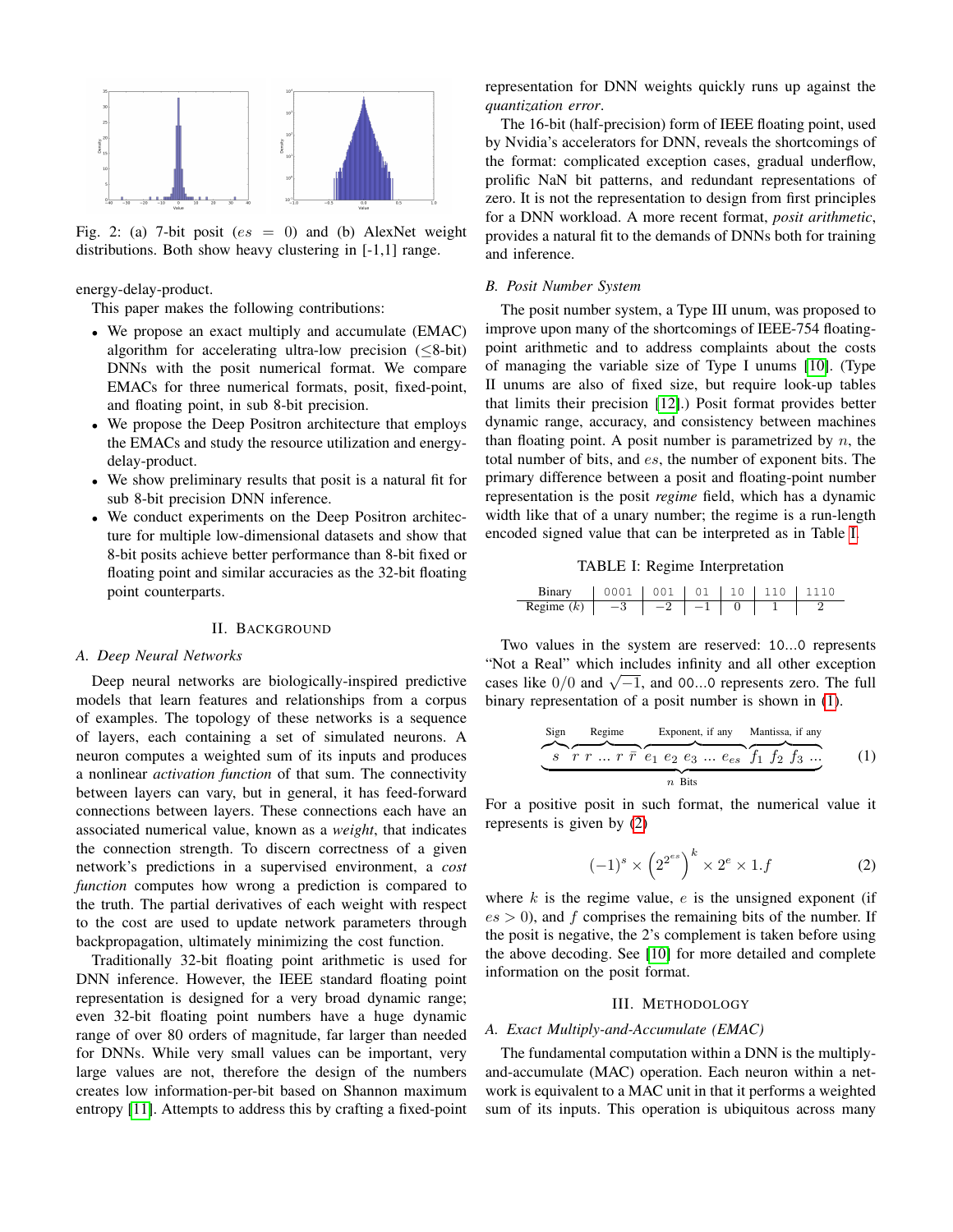Fig. 2: (a) 7-bit posit ($es = 0$) and (b) AlexNet weight distributions. Both show heavy clustering in [-1,1] range.

energy-delay-product.

This paper makes the following contributions:

- We propose an exact multiply and accumulate (EMAC) algorithm for accelerating ultra-low precision ($\leq$8-bit) DNNs with the posit numerical format. We compare EMACs for three numerical formats, posit, fixed-point, and floating point, in sub 8-bit precision.
- We propose the Deep Positron architecture that employs the EMACs and study the resource utilization and energy-delay-product.
- We show preliminary results that posit is a natural fit for sub 8-bit precision DNN inference.
- We conduct experiments on the Deep Positron architecture for multiple low-dimensional datasets and show that 8-bit posits achieve better performance than 8-bit fixed or floating point and similar accuracies as the 32-bit floating point counterparts.

## II. Background

### A. Deep Neural Networks

Deep neural networks are biologically-inspired predictive models that learn features and relationships from a corpus of examples. The topology of these networks is a sequence of layers, each containing a set of simulated neurons. A neuron computes a weighted sum of its inputs and produces a nonlinear *activation function* of that sum. The connectivity between layers can vary, but in general, it has feed-forward connections between layers. These connections each have an associated numerical value, known as a *weight*, that indicates the connection strength. To discern correctness of a given network's predictions in a supervised environment, a *cost function* computes how wrong a prediction is compared to the truth. The partial derivatives of each weight with respect to the cost are used to update network parameters through backpropagation, ultimately minimizing the cost function.

Traditionally 32-bit floating point arithmetic is used for DNN inference. However, the IEEE standard floating point representation is designed for a very broad dynamic range; even 32-bit floating point numbers have a huge dynamic range of over 80 orders of magnitude, far larger than needed for DNNs. While very small values can be important, very large values are not, therefore the design of the numbers creates low information-per-bit based on Shannon maximum entropy [11]. Attempts to address this by crafting a fixed-point representation for DNN weights quickly runs up against the *quantization error*.

The 16-bit (half-precision) form of IEEE floating point, used by Nvidia's accelerators for DNN, reveals the shortcomings of the format: complicated exception cases, gradual underflow, prolific NaN bit patterns, and redundant representations of zero. It is not the representation to design from first principles for a DNN workload. A more recent format, *posit arithmetic*, provides a natural fit to the demands of DNNs both for training and inference.

### B. Posit Number System

The posit number system, a Type III unum, was proposed to improve upon many of the shortcomings of IEEE-754 floating-point arithmetic and to address complaints about the costs of managing the variable size of Type I unums [10]. (Type II unums are also of fixed size, but require look-up tables that limits their precision [12].) Posit format provides better dynamic range, accuracy, and consistency between machines than floating point. A posit number is parametrized by $n$, the total number of bits, and $es$, the number of exponent bits. The primary difference between a posit and floating-point number representation is the posit *regime* field, which has a dynamic width like that of a unary number; the regime is a run-length encoded signed value that can be interpreted as in Table I.

TABLE I: Regime Interpretation

| Binary | 0001 | 001 | 01 | 10 | 110 | 1110 |
|---|---|---|---|---|---|---|
| Regime ($k$) | $-3$ | $-2$ | $-1$ | $0$ | $1$ | $2$ |

Two values in the system are reserved: 10...0 represents "Not a Real" which includes infinity and all other exception cases like $0/0$ and $\sqrt{-1}$, and 00...0 represents zero. The full binary representation of a posit number is shown in (1).

$$\underbrace{\overbrace{s}^{\text{Sign}} \; \overbrace{r \; r \; ... \; r \; \bar{r}}^{\text{Regime}} \; \overbrace{e_1 \; e_2 \; e_3 \; ... \; e_{es}}^{\text{Exponent, if any}} \; \overbrace{f_1 \; f_2 \; f_3 \; ...}^{\text{Mantissa, if any}}}_{n \text{ Bits}} \tag{1}$$

For a positive posit in such format, the numerical value it represents is given by (2)

$$(-1)^s \times \left(2^{2^{es}}\right)^k \times 2^e \times 1.f \tag{2}$$

where $k$ is the regime value, $e$ is the unsigned exponent (if $es > 0$), and $f$ comprises the remaining bits of the number. If the posit is negative, the 2's complement is taken before using the above decoding. See [10] for more detailed and complete information on the posit format.

## III. Methodology

### A. Exact Multiply-and-Accumulate (EMAC)

The fundamental computation within a DNN is the multiply-and-accumulate (MAC) operation. Each neuron within a network is equivalent to a MAC unit in that it performs a weighted sum of its inputs. This operation is ubiquitous across many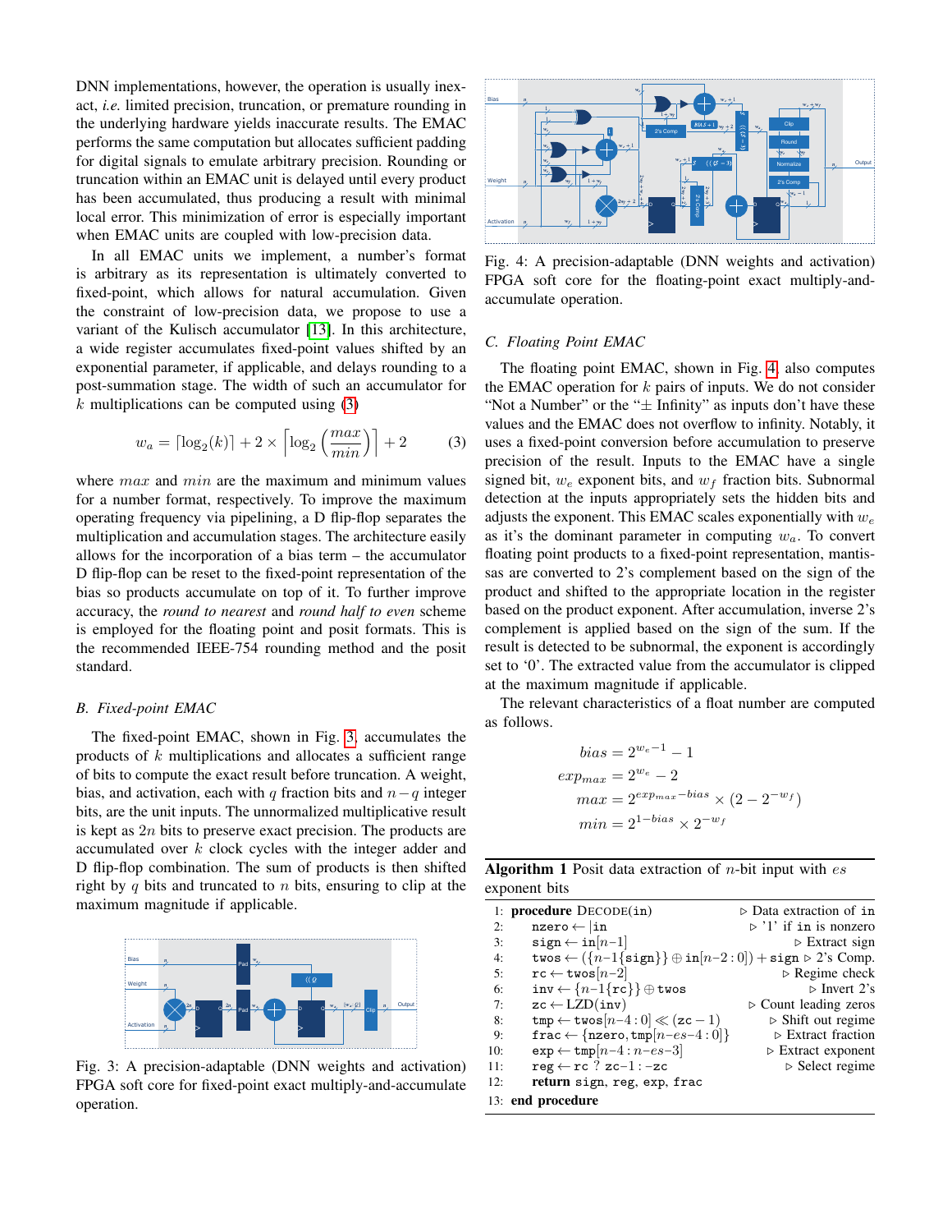DNN implementations, however, the operation is usually inexact, *i.e.* limited precision, truncation, or premature rounding in the underlying hardware yields inaccurate results. The EMAC performs the same computation but allocates sufficient padding for digital signals to emulate arbitrary precision. Rounding or truncation within an EMAC unit is delayed until every product has been accumulated, thus producing a result with minimal local error. This minimization of error is especially important when EMAC units are coupled with low-precision data.

In all EMAC units we implement, a number's format is arbitrary as its representation is ultimately converted to fixed-point, which allows for natural accumulation. Given the constraint of low-precision data, we propose to use a variant of the Kulisch accumulator [13]. In this architecture, a wide register accumulates fixed-point values shifted by an exponential parameter, if applicable, and delays rounding to a post-summation stage. The width of such an accumulator for $k$ multiplications can be computed using (3)

$$w_a = \lceil \log_2(k) \rceil + 2 \times \left\lceil \log_2\left(\frac{max}{min}\right)\right\rceil + 2 \tag{3}$$

where $max$ and $min$ are the maximum and minimum values for a number format, respectively. To improve the maximum operating frequency via pipelining, a D flip-flop separates the multiplication and accumulation stages. The architecture easily allows for the incorporation of a bias term – the accumulator D flip-flop can be reset to the fixed-point representation of the bias so products accumulate on top of it. To further improve accuracy, the *round to nearest* and *round half to even* scheme is employed for the floating point and posit formats. This is the recommended IEEE-754 rounding method and the posit standard.

### B. Fixed-point EMAC

The fixed-point EMAC, shown in Fig. 3, accumulates the products of $k$ multiplications and allocates a sufficient range of bits to compute the exact result before truncation. A weight, bias, and activation, each with $q$ fraction bits and $n-q$ integer bits, are the unit inputs. The unnormalized multiplicative result is kept as $2n$ bits to preserve exact precision. The products are accumulated over $k$ clock cycles with the integer adder and D flip-flop combination. The sum of products is then shifted right by $q$ bits and truncated to $n$ bits, ensuring to clip at the maximum magnitude if applicable.

Fig. 3: A precision-adaptable (DNN weights and activation) FPGA soft core for fixed-point exact multiply-and-accumulate operation.

Fig. 4: A precision-adaptable (DNN weights and activation) FPGA soft core for the floating-point exact multiply-and-accumulate operation.

### C. Floating Point EMAC

The floating point EMAC, shown in Fig. 4, also computes the EMAC operation for $k$ pairs of inputs. We do not consider "Not a Number" or the "$\pm$ Infinity" as inputs don't have these values and the EMAC does not overflow to infinity. Notably, it uses a fixed-point conversion before accumulation to preserve precision of the result. Inputs to the EMAC have a single signed bit, $w_e$ exponent bits, and $w_f$ fraction bits. Subnormal detection at the inputs appropriately sets the hidden bits and adjusts the exponent. This EMAC scales exponentially with $w_e$ as it's the dominant parameter in computing $w_a$. To convert floating point products to a fixed-point representation, mantissas are converted to 2's complement based on the sign of the product and shifted to the appropriate location in the register based on the product exponent. After accumulation, inverse 2's complement is applied based on the sign of the sum. If the result is detected to be subnormal, the exponent is accordingly set to '0'. The extracted value from the accumulator is clipped at the maximum magnitude if applicable.

The relevant characteristics of a float number are computed as follows.

$$\begin{aligned}
bias &= 2^{w_e-1} - 1 \\
exp_{max} &= 2^{w_e} - 2 \\
max &= 2^{exp_{max}-bias} \times (2 - 2^{-w_f}) \\
min &= 2^{1-bias} \times 2^{-w_f}
\end{aligned}$$

**Algorithm 1** Posit data extraction of $n$-bit input with $es$ exponent bits

```
1:  procedure DECODE(in)                            ▷ Data extraction of in
2:      nzero ← |in                                 ▷ '1' if in is nonzero
3:      sign ← in[n−1]                              ▷ Extract sign
4:      twos ← ({n−1{sign}} ⊕ in[n−2 : 0]) + sign   ▷ 2's Comp.
5:      rc ← twos[n−2]                              ▷ Regime check
6:      inv ← {n−1{rc}} ⊕ twos                      ▷ Invert 2's
7:      zc ← LZD(inv)                               ▷ Count leading zeros
8:      tmp ← twos[n−4 : 0] ≪ (zc − 1)              ▷ Shift out regime
9:      frac ← {nzero, tmp[n−es−4 : 0]}             ▷ Extract fraction
10:     exp ← tmp[n−4 : n−es−3]                     ▷ Extract exponent
11:     reg ← rc ? zc−1 : −zc                       ▷ Select regime
12:     return sign, reg, exp, frac
13: end procedure
```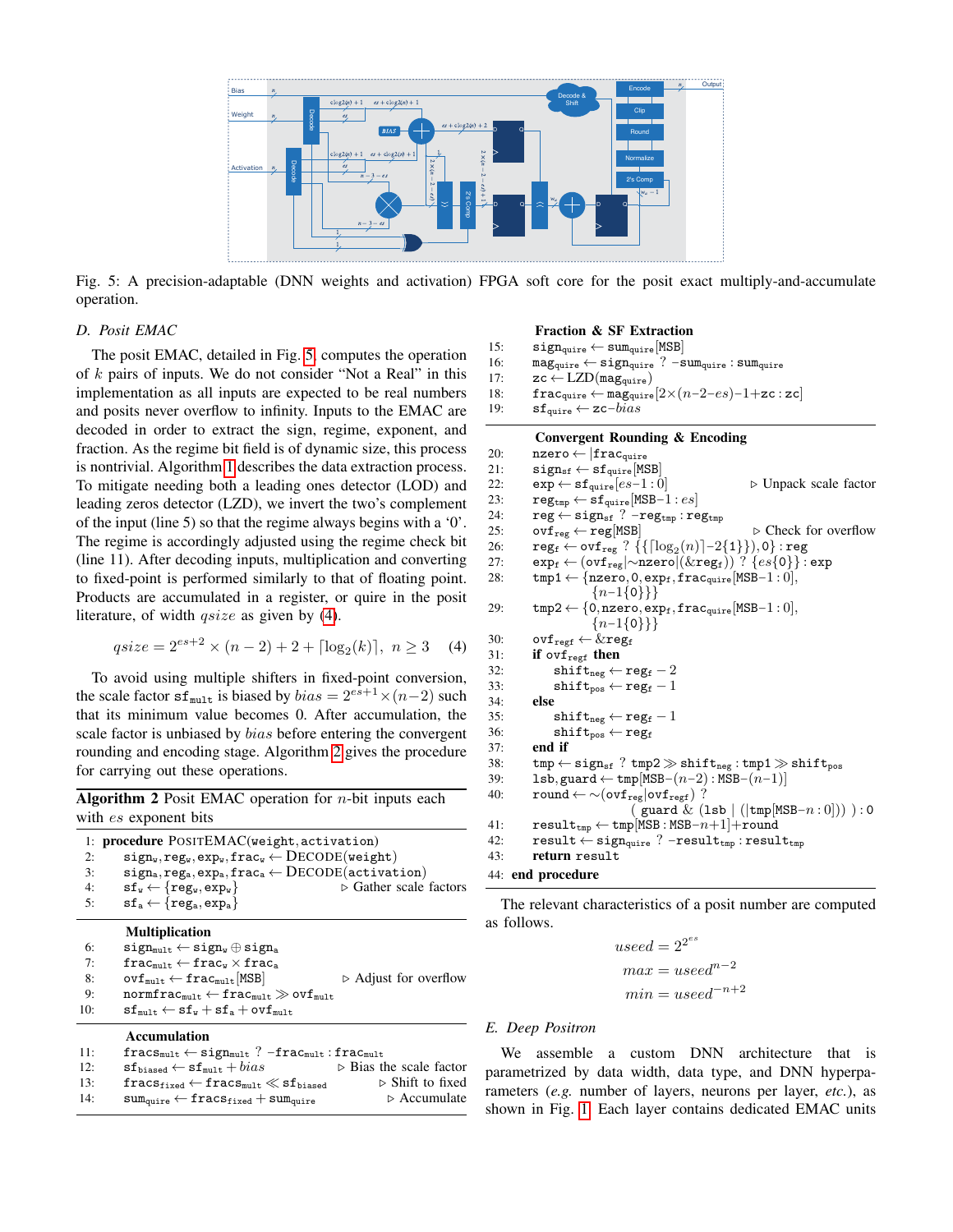Fig. 5: A precision-adaptable (DNN weights and activation) FPGA soft core for the posit exact multiply-and-accumulate operation.

### D. Posit EMAC

The posit EMAC, detailed in Fig. 5, computes the operation of $k$ pairs of inputs. We do not consider "Not a Real" in this implementation as all inputs are expected to be real numbers and posits never overflow to infinity. Inputs to the EMAC are decoded in order to extract the sign, regime, exponent, and fraction. As the regime bit field is of dynamic size, this process is nontrivial. Algorithm 1 describes the data extraction process. To mitigate needing both a leading ones detector (LOD) and leading zeros detector (LZD), we invert the two's complement of the input (line 5) so that the regime always begins with a '0'. The regime is accordingly adjusted using the regime check bit (line 11). After decoding inputs, multiplication and converting to fixed-point is performed similarly to that of floating point. Products are accumulated in a register, or quire in the posit literature, of width $qsize$ as given by (4).

$$qsize = 2^{es+2} \times (n-2) + 2 + \lceil \log_2(k) \rceil, \ n \geq 3 \quad (4)$$

To avoid using multiple shifters in fixed-point conversion, the scale factor $\mathtt{sf_{mult}}$ is biased by $bias = 2^{es+1} \times (n-2)$ such that its minimum value becomes 0. After accumulation, the scale factor is unbiased by $bias$ before entering the convergent rounding and encoding stage. Algorithm 2 gives the procedure for carrying out these operations.

**Algorithm 2** Posit EMAC operation for $n$-bit inputs each with $es$ exponent bits

```
1:  procedure POSITEMAC(weight, activation)
2:      sign_w, reg_w, exp_w, frac_w ← DECODE(weight)
3:      sign_a, reg_a, exp_a, frac_a ← DECODE(activation)
4:      sf_w ← {reg_w, exp_w}                      ▷ Gather scale factors
5:      sf_a ← {reg_a, exp_a}

    Multiplication
6:      sign_mult ← sign_w ⊕ sign_a
7:      frac_mult ← frac_w × frac_a
8:      ovf_mult ← frac_mult[MSB]                  ▷ Adjust for overflow
9:      normfrac_mult ← frac_mult ≫ ovf_mult
10:     sf_mult ← sf_w + sf_a + ovf_mult

    Accumulation
11:     fracs_mult ← sign_mult ? −frac_mult : frac_mult
12:     sf_biased ← sf_mult + bias                 ▷ Bias the scale factor
13:     fracs_fixed ← fracs_mult ≪ sf_biased       ▷ Shift to fixed
14:     sum_quire ← fracs_fixed + sum_quire        ▷ Accumulate

    Fraction & SF Extraction
15:     sign_quire ← sum_quire[MSB]
16:     mag_quire ← sign_quire ? −sum_quire : sum_quire
17:     zc ← LZD(mag_quire)
18:     frac_quire ← mag_quire[2×(n−2−es)−1+zc : zc]
19:     sf_quire ← zc−bias

    Convergent Rounding & Encoding
20:     nzero ← |frac_quire
21:     sign_sf ← sf_quire[MSB]
22:     exp ← sf_quire[es−1 : 0]                   ▷ Unpack scale factor
23:     reg_tmp ← sf_quire[MSB−1 : es]
24:     reg ← sign_sf ? −reg_tmp : reg_tmp
25:     ovf_reg ← reg[MSB]                         ▷ Check for overflow
26:     reg_f ← ovf_reg ? {{⌈log2(n)⌉−2{1}}, 0} : reg
27:     exp_f ← (ovf_reg | ~nzero | (&reg_f)) ? {es{0}} : exp
28:     tmp1 ← {nzero, 0, exp_f, frac_quire[MSB−1 : 0],
                {n−1{0}}}
29:     tmp2 ← {0, nzero, exp_f, frac_quire[MSB−1 : 0],
                {n−1{0}}}
30:     ovf_regf ← &reg_f
31:     if ovf_regf then
32:         shift_neg ← reg_f − 2
33:         shift_pos ← reg_f − 1
34:     else
35:         shift_neg ← reg_f − 1
36:         shift_pos ← reg_f
37:     end if
38:     tmp ← sign_sf ? tmp2 ≫ shift_neg : tmp1 ≫ shift_pos
39:     lsb, guard ← tmp[MSB−(n−2) : MSB−(n−1)]
40:     round ← ~(ovf_reg | ovf_regf) ?
                ( guard & (lsb | (|tmp[MSB−n : 0])) ) : 0
41:     result_tmp ← tmp[MSB : MSB−n+1] + round
42:     result ← sign_quire ? −result_tmp : result_tmp
43:     return result
44: end procedure
```

The relevant characteristics of a posit number are computed as follows.

$$useed = 2^{2^{es}}$$

$$max = useed^{n-2}$$

$$min = useed^{-n+2}$$

### E. Deep Positron

We assemble a custom DNN architecture that is parametrized by data width, data type, and DNN hyperparameters (*e.g.* number of layers, neurons per layer, *etc.*), as shown in Fig. 1. Each layer contains dedicated EMAC units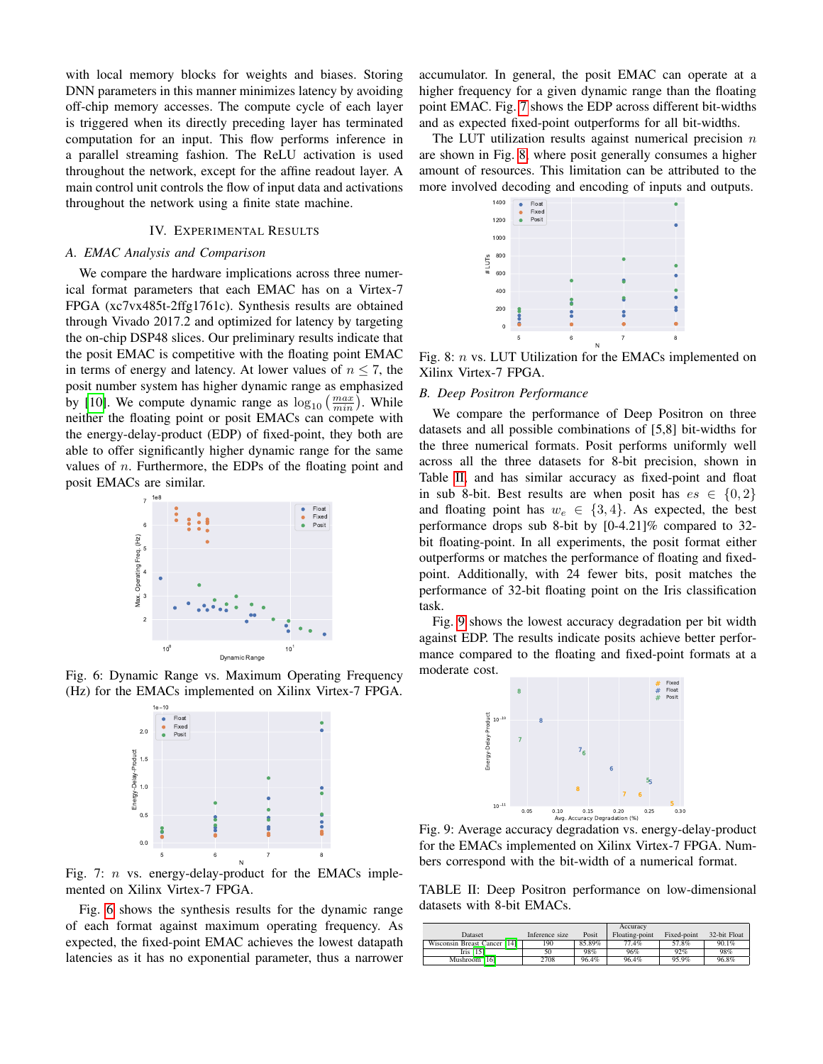with local memory blocks for weights and biases. Storing DNN parameters in this manner minimizes latency by avoiding off-chip memory accesses. The compute cycle of each layer is triggered when its directly preceding layer has terminated computation for an input. This flow performs inference in a parallel streaming fashion. The ReLU activation is used throughout the network, except for the affine readout layer. A main control unit controls the flow of input data and activations throughout the network using a finite state machine.

## IV. Experimental Results

### A. EMAC Analysis and Comparison

We compare the hardware implications across three numerical format parameters that each EMAC has on a Virtex-7 FPGA (xc7vx485t-2ffg1761c). Synthesis results are obtained through Vivado 2017.2 and optimized for latency by targeting the on-chip DSP48 slices. Our preliminary results indicate that the posit EMAC is competitive with the floating point EMAC in terms of energy and latency. At lower values of $n \leq 7$, the posit number system has higher dynamic range as emphasized by [10]. We compute dynamic range as $\log_{10}\left(\frac{max}{min}\right)$. While neither the floating point or posit EMACs can compete with the energy-delay-product (EDP) of fixed-point, they both are able to offer significantly higher dynamic range for the same values of $n$. Furthermore, the EDPs of the floating point and posit EMACs are similar.

Fig. 6: Dynamic Range vs. Maximum Operating Frequency (Hz) for the EMACs implemented on Xilinx Virtex-7 FPGA.

Fig. 7: $n$ vs. energy-delay-product for the EMACs implemented on Xilinx Virtex-7 FPGA.

Fig. 6 shows the synthesis results for the dynamic range of each format against maximum operating frequency. As expected, the fixed-point EMAC achieves the lowest datapath latencies as it has no exponential parameter, thus a narrower accumulator. In general, the posit EMAC can operate at a higher frequency for a given dynamic range than the floating point EMAC. Fig. 7 shows the EDP across different bit-widths and as expected fixed-point outperforms for all bit-widths.

The LUT utilization results against numerical precision $n$ are shown in Fig. 8, where posit generally consumes a higher amount of resources. This limitation can be attributed to the more involved decoding and encoding of inputs and outputs.

Fig. 8: $n$ vs. LUT Utilization for the EMACs implemented on Xilinx Virtex-7 FPGA.

### B. Deep Positron Performance

We compare the performance of Deep Positron on three datasets and all possible combinations of [5,8] bit-widths for the three numerical formats. Posit performs uniformly well across all the three datasets for 8-bit precision, shown in Table II, and has similar accuracy as fixed-point and float in sub 8-bit. Best results are when posit has $es \in \{0, 2\}$ and floating point has $w_e \in \{3, 4\}$. As expected, the best performance drops sub 8-bit by [0-4.21]% compared to 32-bit floating-point. In all experiments, the posit format either outperforms or matches the performance of floating and fixed-point. Additionally, with 24 fewer bits, posit matches the performance of 32-bit floating point on the Iris classification task.

Fig. 9 shows the lowest accuracy degradation per bit width against EDP. The results indicate posits achieve better performance compared to the floating and fixed-point formats at a moderate cost.

Fig. 9: Average accuracy degradation vs. energy-delay-product for the EMACs implemented on Xilinx Virtex-7 FPGA. Numbers correspond with the bit-width of a numerical format.

TABLE II: Deep Positron performance on low-dimensional datasets with 8-bit EMACs.

| Dataset | Inference size | Accuracy | | | |
|---|---|---|---|---|---|
| | | Posit | Floating-point | Fixed-point | 32-bit Float |
| Wisconsin Breast Cancer [14] | 190 | 85.89% | 77.4% | 57.8% | 90.1% |
| Iris [15] | 50 | 98% | 96% | 92% | 98% |
| Mushroom [16] | 2708 | 96.4% | 96.4% | 95.9% | 96.8% |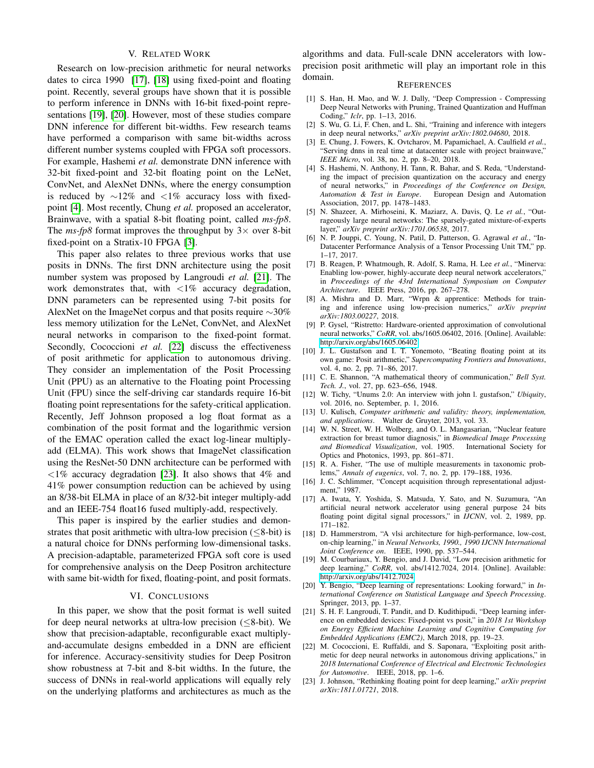## V. Related Work

Research on low-precision arithmetic for neural networks dates to circa 1990 [17], [18] using fixed-point and floating point. Recently, several groups have shown that it is possible to perform inference in DNNs with 16-bit fixed-point representations [19], [20]. However, most of these studies compare DNN inference for different bit-widths. Few research teams have performed a comparison with same bit-widths across different number systems coupled with FPGA soft processors. For example, Hashemi *et al.* demonstrate DNN inference with 32-bit fixed-point and 32-bit floating point on the LeNet, ConvNet, and AlexNet DNNs, where the energy consumption is reduced by $\sim$12% and $<$1% accuracy loss with fixed-point [4]. Most recently, Chung *et al.* proposed an accelerator, Brainwave, with a spatial 8-bit floating point, called *ms-fp8*. The *ms-fp8* format improves the throughput by $3\times$ over 8-bit fixed-point on a Stratix-10 FPGA [3].

This paper also relates to three previous works that use posits in DNNs. The first DNN architecture using the posit number system was proposed by Langroudi *et al.* [21]. The work demonstrates that, with $<$1% accuracy degradation, DNN parameters can be represented using 7-bit posits for AlexNet on the ImageNet corpus and that posits require $\sim$30% less memory utilization for the LeNet, ConvNet, and AlexNet neural networks in comparison to the fixed-point format. Secondly, Cococcioni *et al.* [22] discuss the effectiveness of posit arithmetic for application to autonomous driving. They consider an implementation of the Posit Processing Unit (PPU) as an alternative to the Floating point Processing Unit (FPU) since the self-driving car standards require 16-bit floating point representations for the safety-critical application. Recently, Jeff Johnson proposed a log float format as a combination of the posit format and the logarithmic version of the EMAC operation called the exact log-linear multiply-add (ELMA). This work shows that ImageNet classification using the ResNet-50 DNN architecture can be performed with $<$1% accuracy degradation [23]. It also shows that 4% and 41% power consumption reduction can be achieved by using an 8/38-bit ELMA in place of an 8/32-bit integer multiply-add and an IEEE-754 float16 fused multiply-add, respectively.

This paper is inspired by the earlier studies and demonstrates that posit arithmetic with ultra-low precision ($\leq$8-bit) is a natural choice for DNNs performing low-dimensional tasks. A precision-adaptable, parameterized FPGA soft core is used for comprehensive analysis on the Deep Positron architecture with same bit-width for fixed, floating-point, and posit formats.

## VI. Conclusions

In this paper, we show that the posit format is well suited for deep neural networks at ultra-low precision ($\leq$8-bit). We show that precision-adaptable, reconfigurable exact multiply-and-accumulate designs embedded in a DNN are efficient for inference. Accuracy-sensitivity studies for Deep Positron show robustness at 7-bit and 8-bit widths. In the future, the success of DNNs in real-world applications will equally rely on the underlying platforms and architectures as much as the algorithms and data. Full-scale DNN accelerators with low-precision posit arithmetic will play an important role in this domain.

## References

[1] S. Han, H. Mao, and W. J. Dally, "Deep Compression - Compressing Deep Neural Networks with Pruning, Trained Quantization and Huffman Coding," *Iclr*, pp. 1–13, 2016.

[2] S. Wu, G. Li, F. Chen, and L. Shi, "Training and inference with integers in deep neural networks," *arXiv preprint arXiv:1802.04680*, 2018.

[3] E. Chung, J. Fowers, K. Ovtcharov, M. Papamichael, A. Caulfield *et al.*, "Serving dnns in real time at datacenter scale with project brainwave," *IEEE Micro*, vol. 38, no. 2, pp. 8–20, 2018.

[4] S. Hashemi, N. Anthony, H. Tann, R. Bahar, and S. Reda, "Understanding the impact of precision quantization on the accuracy and energy of neural networks," in *Proceedings of the Conference on Design, Automation & Test in Europe*. European Design and Automation Association, 2017, pp. 1478–1483.

[5] N. Shazeer, A. Mirhoseini, K. Maziarz, A. Davis, Q. Le *et al.*, "Outrageously large neural networks: The sparsely-gated mixture-of-experts layer," *arXiv preprint arXiv:1701.06538*, 2017.

[6] N. P. Jouppi, C. Young, N. Patil, D. Patterson, G. Agrawal *et al.*, "In-Datacenter Performance Analysis of a Tensor Processing Unit TM," pp. 1–17, 2017.

[7] B. Reagen, P. Whatmough, R. Adolf, S. Rama, H. Lee *et al.*, "Minerva: Enabling low-power, highly-accurate deep neural network accelerators," in *Proceedings of the 43rd International Symposium on Computer Architecture*. IEEE Press, 2016, pp. 267–278.

[8] A. Mishra and D. Marr, "Wrpn & apprentice: Methods for training and inference using low-precision numerics," *arXiv preprint arXiv:1803.00227*, 2018.

[9] P. Gysel, "Ristretto: Hardware-oriented approximation of convolutional neural networks," *CoRR*, vol. abs/1605.06402, 2016. [Online]. Available: http://arxiv.org/abs/1605.06402

[10] J. L. Gustafson and I. T. Yonemoto, "Beating floating point at its own game: Posit arithmetic," *Supercomputing Frontiers and Innovations*, vol. 4, no. 2, pp. 71–86, 2017.

[11] C. E. Shannon, "A mathematical theory of communication," *Bell Syst. Tech. J.*, vol. 27, pp. 623–656, 1948.

[12] W. Tichy, "Unums 2.0: An interview with john l. gustafson," *Ubiquity*, vol. 2016, no. September, p. 1, 2016.

[13] U. Kulisch, *Computer arithmetic and validity: theory, implementation, and applications*. Walter de Gruyter, 2013, vol. 33.

[14] W. N. Street, W. H. Wolberg, and O. L. Mangasarian, "Nuclear feature extraction for breast tumor diagnosis," in *Biomedical Image Processing and Biomedical Visualization*, vol. 1905. International Society for Optics and Photonics, 1993, pp. 861–871.

[15] R. A. Fisher, "The use of multiple measurements in taxonomic problems," *Annals of eugenics*, vol. 7, no. 2, pp. 179–188, 1936.

[16] J. C. Schlimmer, "Concept acquisition through representational adjustment," 1987.

[17] A. Iwata, Y. Yoshida, S. Matsuda, Y. Sato, and N. Suzumura, "An artificial neural network accelerator using general purpose 24 bits floating point digital signal processors," in *IJCNN*, vol. 2, 1989, pp. 171–182.

[18] D. Hammerstrom, "A vlsi architecture for high-performance, low-cost, on-chip learning," in *Neural Networks, 1990., 1990 IJCNN International Joint Conference on*. IEEE, 1990, pp. 537–544.

[19] M. Courbariaux, Y. Bengio, and J. David, "Low precision arithmetic for deep learning," *CoRR*, vol. abs/1412.7024, 2014. [Online]. Available: http://arxiv.org/abs/1412.7024

[20] Y. Bengio, "Deep learning of representations: Looking forward," in *International Conference on Statistical Language and Speech Processing*. Springer, 2013, pp. 1–37.

[21] S. H. F. Langroudi, T. Pandit, and D. Kudithipudi, "Deep learning inference on embedded devices: Fixed-point vs posit," in *2018 1st Workshop on Energy Efficient Machine Learning and Cognitive Computing for Embedded Applications (EMC2)*, March 2018, pp. 19–23.

[22] M. Cococcioni, E. Ruffaldi, and S. Saponara, "Exploiting posit arithmetic for deep neural networks in autonomous driving applications," in *2018 International Conference of Electrical and Electronic Technologies for Automotive*. IEEE, 2018, pp. 1–6.

[23] J. Johnson, "Rethinking floating point for deep learning," *arXiv preprint arXiv:1811.01721*, 2018.